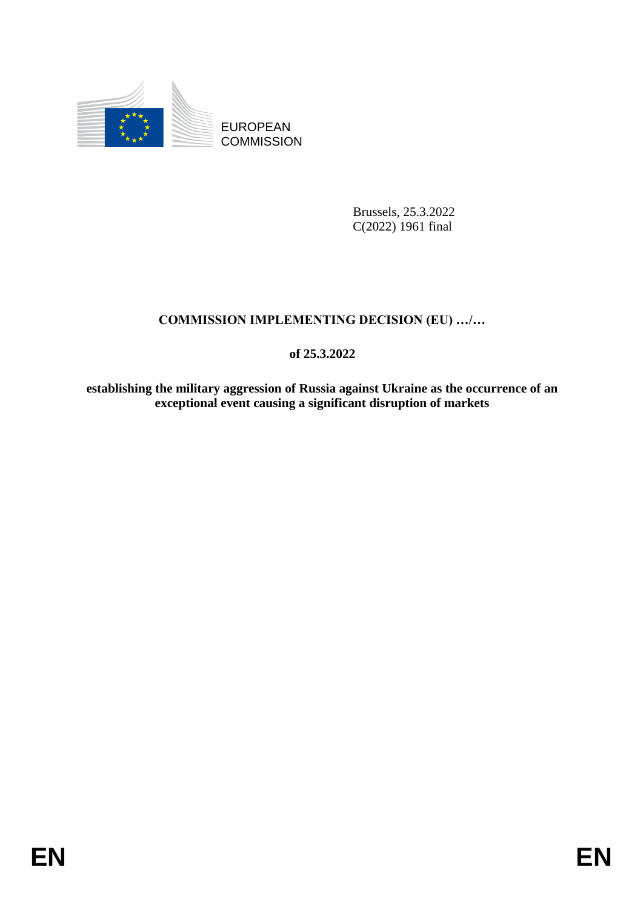EUROPEAN
COMMISSION

Brussels, 25.3.2022
C(2022) 1961 final

# COMMISSION IMPLEMENTING DECISION (EU) …/…

**of 25.3.2022**

**establishing the military aggression of Russia against Ukraine as the occurrence of an exceptional event causing a significant disruption of markets**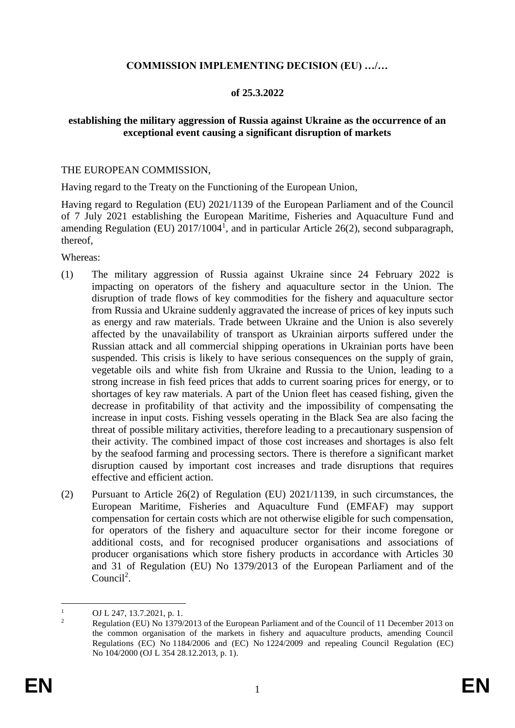**COMMISSION IMPLEMENTING DECISION (EU) …/…**

**of 25.3.2022**

**establishing the military aggression of Russia against Ukraine as the occurrence of an exceptional event causing a significant disruption of markets**

THE EUROPEAN COMMISSION,

Having regard to the Treaty on the Functioning of the European Union,

Having regard to Regulation (EU) 2021/1139 of the European Parliament and of the Council of 7 July 2021 establishing the European Maritime, Fisheries and Aquaculture Fund and amending Regulation (EU) 2017/1004[1], and in particular Article 26(2), second subparagraph, thereof,

Whereas:

(1) The military aggression of Russia against Ukraine since 24 February 2022 is impacting on operators of the fishery and aquaculture sector in the Union. The disruption of trade flows of key commodities for the fishery and aquaculture sector from Russia and Ukraine suddenly aggravated the increase of prices of key inputs such as energy and raw materials. Trade between Ukraine and the Union is also severely affected by the unavailability of transport as Ukrainian airports suffered under the Russian attack and all commercial shipping operations in Ukrainian ports have been suspended. This crisis is likely to have serious consequences on the supply of grain, vegetable oils and white fish from Ukraine and Russia to the Union, leading to a strong increase in fish feed prices that adds to current soaring prices for energy, or to shortages of key raw materials. A part of the Union fleet has ceased fishing, given the decrease in profitability of that activity and the impossibility of compensating the increase in input costs. Fishing vessels operating in the Black Sea are also facing the threat of possible military activities, therefore leading to a precautionary suspension of their activity. The combined impact of those cost increases and shortages is also felt by the seafood farming and processing sectors. There is therefore a significant market disruption caused by important cost increases and trade disruptions that requires effective and efficient action.

(2) Pursuant to Article 26(2) of Regulation (EU) 2021/1139, in such circumstances, the European Maritime, Fisheries and Aquaculture Fund (EMFAF) may support compensation for certain costs which are not otherwise eligible for such compensation, for operators of the fishery and aquaculture sector for their income foregone or additional costs, and for recognised producer organisations and associations of producer organisations which store fishery products in accordance with Articles 30 and 31 of Regulation (EU) No 1379/2013 of the European Parliament and of the Council[2].

---

[1] OJ L 247, 13.7.2021, p. 1.

[2] Regulation (EU) No 1379/2013 of the European Parliament and of the Council of 11 December 2013 on the common organisation of the markets in fishery and aquaculture products, amending Council Regulations (EC) No 1184/2006 and (EC) No 1224/2009 and repealing Council Regulation (EC) No 104/2000 (OJ L 354 28.12.2013, p. 1).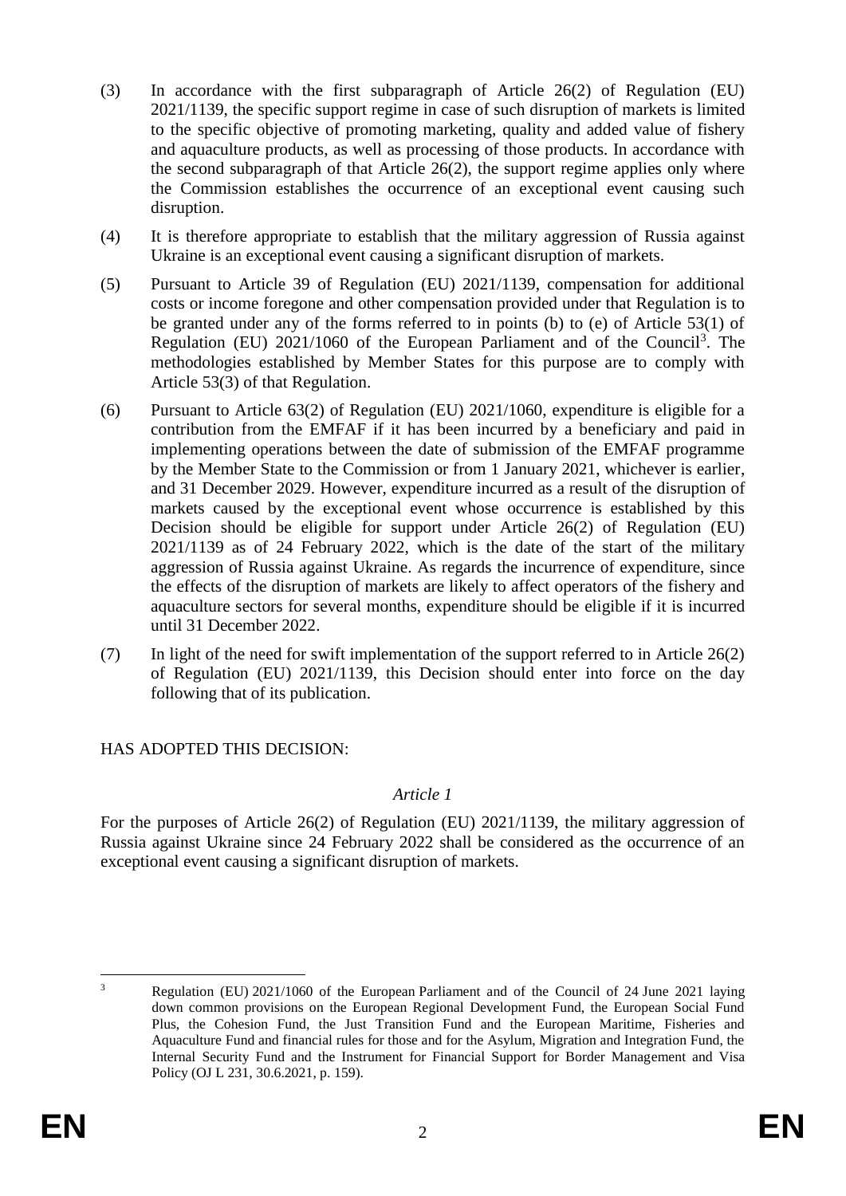(3) In accordance with the first subparagraph of Article 26(2) of Regulation (EU) 2021/1139, the specific support regime in case of such disruption of markets is limited to the specific objective of promoting marketing, quality and added value of fishery and aquaculture products, as well as processing of those products. In accordance with the second subparagraph of that Article 26(2), the support regime applies only where the Commission establishes the occurrence of an exceptional event causing such disruption.

(4) It is therefore appropriate to establish that the military aggression of Russia against Ukraine is an exceptional event causing a significant disruption of markets.

(5) Pursuant to Article 39 of Regulation (EU) 2021/1139, compensation for additional costs or income foregone and other compensation provided under that Regulation is to be granted under any of the forms referred to in points (b) to (e) of Article 53(1) of Regulation (EU) 2021/1060 of the European Parliament and of the Council[3]. The methodologies established by Member States for this purpose are to comply with Article 53(3) of that Regulation.

(6) Pursuant to Article 63(2) of Regulation (EU) 2021/1060, expenditure is eligible for a contribution from the EMFAF if it has been incurred by a beneficiary and paid in implementing operations between the date of submission of the EMFAF programme by the Member State to the Commission or from 1 January 2021, whichever is earlier, and 31 December 2029. However, expenditure incurred as a result of the disruption of markets caused by the exceptional event whose occurrence is established by this Decision should be eligible for support under Article 26(2) of Regulation (EU) 2021/1139 as of 24 February 2022, which is the date of the start of the military aggression of Russia against Ukraine. As regards the incurrence of expenditure, since the effects of the disruption of markets are likely to affect operators of the fishery and aquaculture sectors for several months, expenditure should be eligible if it is incurred until 31 December 2022.

(7) In light of the need for swift implementation of the support referred to in Article 26(2) of Regulation (EU) 2021/1139, this Decision should enter into force on the day following that of its publication.

HAS ADOPTED THIS DECISION:

*Article 1*

For the purposes of Article 26(2) of Regulation (EU) 2021/1139, the military aggression of Russia against Ukraine since 24 February 2022 shall be considered as the occurrence of an exceptional event causing a significant disruption of markets.

---

[3] Regulation (EU) 2021/1060 of the European Parliament and of the Council of 24 June 2021 laying down common provisions on the European Regional Development Fund, the European Social Fund Plus, the Cohesion Fund, the Just Transition Fund and the European Maritime, Fisheries and Aquaculture Fund and financial rules for those and for the Asylum, Migration and Integration Fund, the Internal Security Fund and the Instrument for Financial Support for Border Management and Visa Policy (OJ L 231, 30.6.2021, p. 159).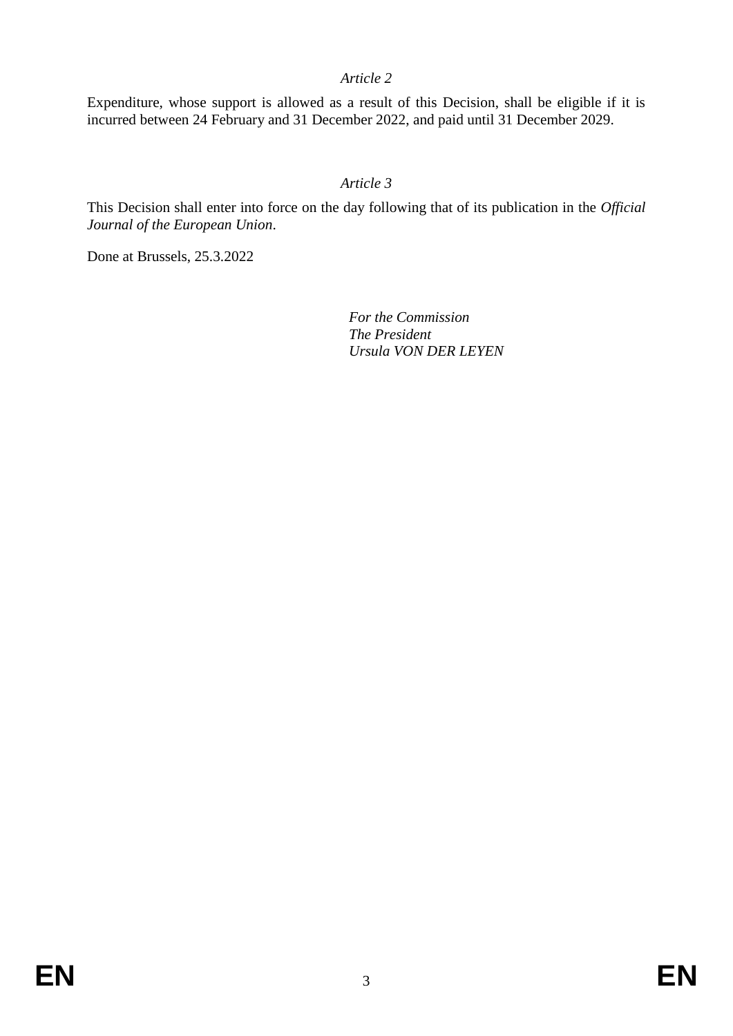*Article 2*

Expenditure, whose support is allowed as a result of this Decision, shall be eligible if it is incurred between 24 February and 31 December 2022, and paid until 31 December 2029.

*Article 3*

This Decision shall enter into force on the day following that of its publication in the *Official Journal of the European Union*.

Done at Brussels, 25.3.2022

*For the Commission*
*The President*
*Ursula VON DER LEYEN*